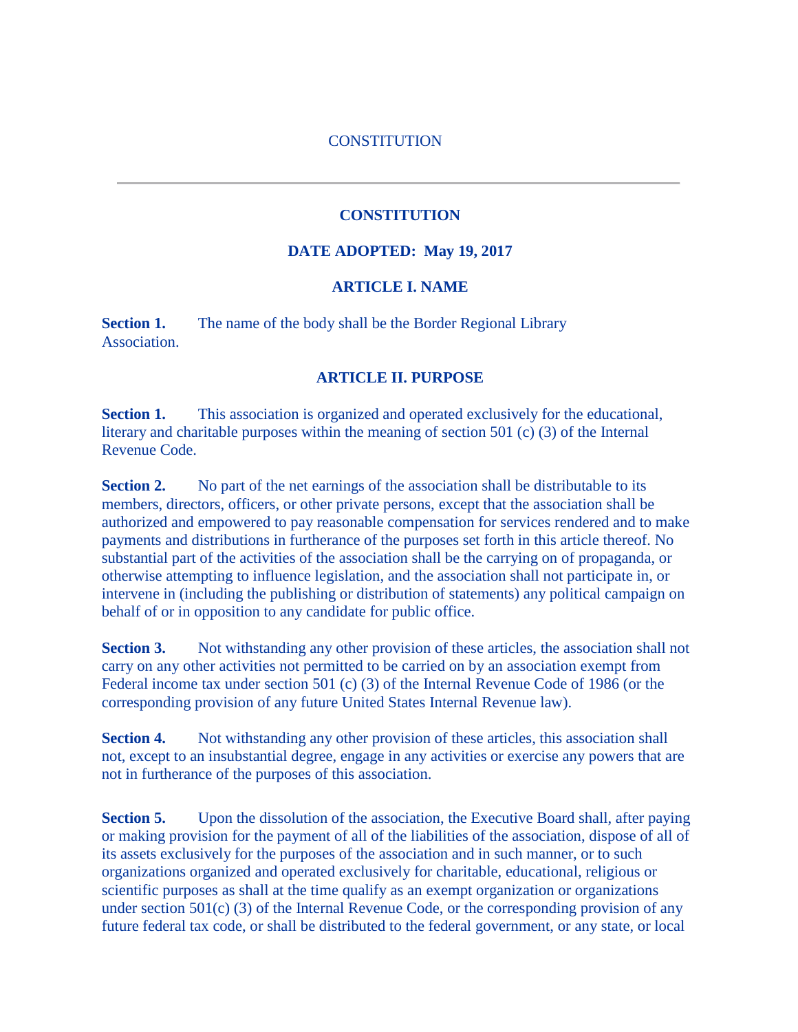CONSTITUTION

---

# CONSTITUTION

## DATE ADOPTED: May 19, 2017

## ARTICLE I. NAME

**Section 1.** The name of the body shall be the Border Regional Library Association.

## ARTICLE II. PURPOSE

**Section 1.** This association is organized and operated exclusively for the educational, literary and charitable purposes within the meaning of section 501 (c) (3) of the Internal Revenue Code.

**Section 2.** No part of the net earnings of the association shall be distributable to its members, directors, officers, or other private persons, except that the association shall be authorized and empowered to pay reasonable compensation for services rendered and to make payments and distributions in furtherance of the purposes set forth in this article thereof. No substantial part of the activities of the association shall be the carrying on of propaganda, or otherwise attempting to influence legislation, and the association shall not participate in, or intervene in (including the publishing or distribution of statements) any political campaign on behalf of or in opposition to any candidate for public office.

**Section 3.** Not withstanding any other provision of these articles, the association shall not carry on any other activities not permitted to be carried on by an association exempt from Federal income tax under section 501 (c) (3) of the Internal Revenue Code of 1986 (or the corresponding provision of any future United States Internal Revenue law).

**Section 4.** Not withstanding any other provision of these articles, this association shall not, except to an insubstantial degree, engage in any activities or exercise any powers that are not in furtherance of the purposes of this association.

**Section 5.** Upon the dissolution of the association, the Executive Board shall, after paying or making provision for the payment of all of the liabilities of the association, dispose of all of its assets exclusively for the purposes of the association and in such manner, or to such organizations organized and operated exclusively for charitable, educational, religious or scientific purposes as shall at the time qualify as an exempt organization or organizations under section 501(c) (3) of the Internal Revenue Code, or the corresponding provision of any future federal tax code, or shall be distributed to the federal government, or any state, or local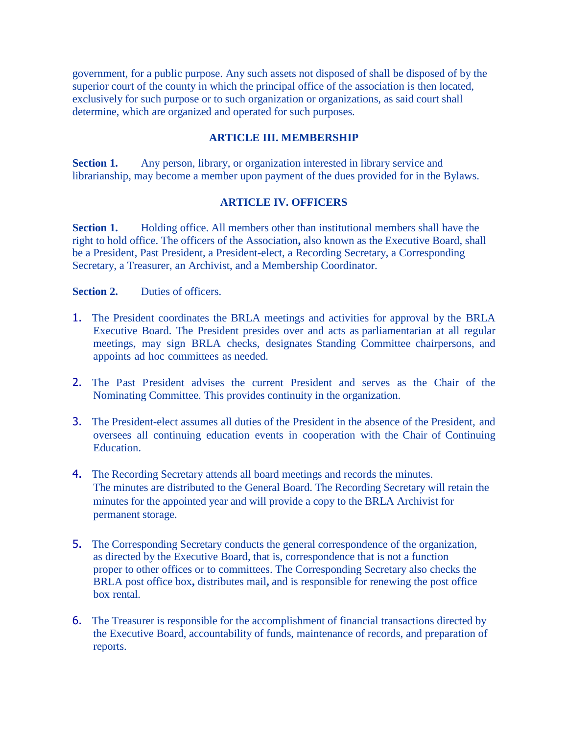government, for a public purpose. Any such assets not disposed of shall be disposed of by the superior court of the county in which the principal office of the association is then located, exclusively for such purpose or to such organization or organizations, as said court shall determine, which are organized and operated for such purposes.

## ARTICLE III. MEMBERSHIP

**Section 1.** Any person, library, or organization interested in library service and librarianship, may become a member upon payment of the dues provided for in the Bylaws.

## ARTICLE IV. OFFICERS

**Section 1.** Holding office. All members other than institutional members shall have the right to hold office. The officers of the Association**,** also known as the Executive Board, shall be a President, Past President, a President-elect, a Recording Secretary, a Corresponding Secretary, a Treasurer, an Archivist, and a Membership Coordinator.

**Section 2.** Duties of officers.

1. The President coordinates the BRLA meetings and activities for approval by the BRLA Executive Board. The President presides over and acts as parliamentarian at all regular meetings, may sign BRLA checks, designates Standing Committee chairpersons, and appoints ad hoc committees as needed.

2. The Past President advises the current President and serves as the Chair of the Nominating Committee. This provides continuity in the organization.

3. The President-elect assumes all duties of the President in the absence of the President, and oversees all continuing education events in cooperation with the Chair of Continuing Education.

4. The Recording Secretary attends all board meetings and records the minutes. The minutes are distributed to the General Board. The Recording Secretary will retain the minutes for the appointed year and will provide a copy to the BRLA Archivist for permanent storage.

5. The Corresponding Secretary conducts the general correspondence of the organization, as directed by the Executive Board, that is, correspondence that is not a function proper to other offices or to committees. The Corresponding Secretary also checks the BRLA post office box**,** distributes mail**,** and is responsible for renewing the post office box rental.

6. The Treasurer is responsible for the accomplishment of financial transactions directed by the Executive Board, accountability of funds, maintenance of records, and preparation of reports.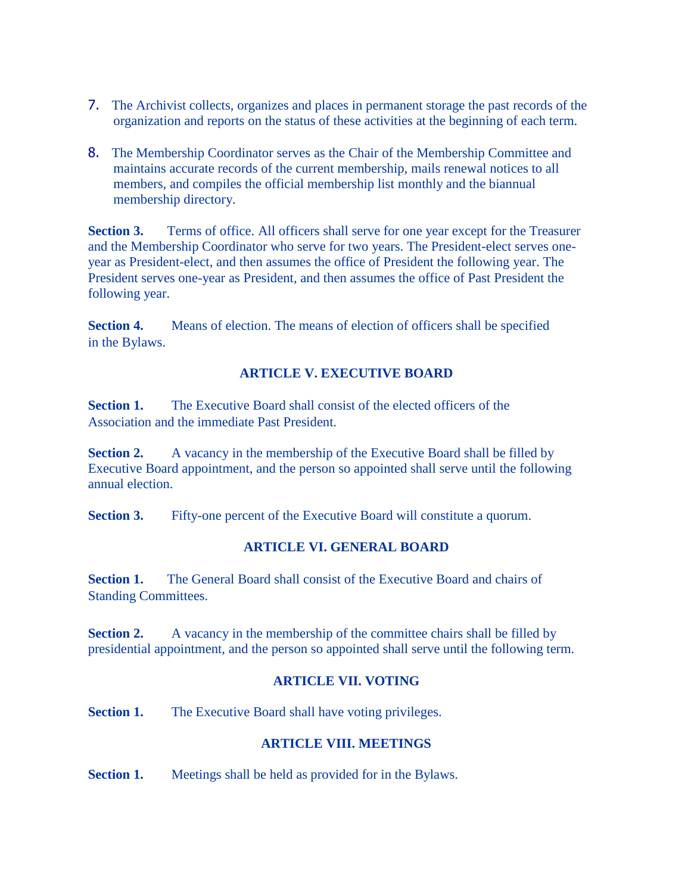7. The Archivist collects, organizes and places in permanent storage the past records of the organization and reports on the status of these activities at the beginning of each term.

8. The Membership Coordinator serves as the Chair of the Membership Committee and maintains accurate records of the current membership, mails renewal notices to all members, and compiles the official membership list monthly and the biannual membership directory.

**Section 3.** Terms of office. All officers shall serve for one year except for the Treasurer and the Membership Coordinator who serve for two years. The President-elect serves one-year as President-elect, and then assumes the office of President the following year. The President serves one-year as President, and then assumes the office of Past President the following year.

**Section 4.** Means of election. The means of election of officers shall be specified in the Bylaws.

## ARTICLE V. EXECUTIVE BOARD

**Section 1.** The Executive Board shall consist of the elected officers of the Association and the immediate Past President.

**Section 2.** A vacancy in the membership of the Executive Board shall be filled by Executive Board appointment, and the person so appointed shall serve until the following annual election.

**Section 3.** Fifty-one percent of the Executive Board will constitute a quorum.

## ARTICLE VI. GENERAL BOARD

**Section 1.** The General Board shall consist of the Executive Board and chairs of Standing Committees.

**Section 2.** A vacancy in the membership of the committee chairs shall be filled by presidential appointment, and the person so appointed shall serve until the following term.

## ARTICLE VII. VOTING

**Section 1.** The Executive Board shall have voting privileges.

## ARTICLE VIII. MEETINGS

**Section 1.** Meetings shall be held as provided for in the Bylaws.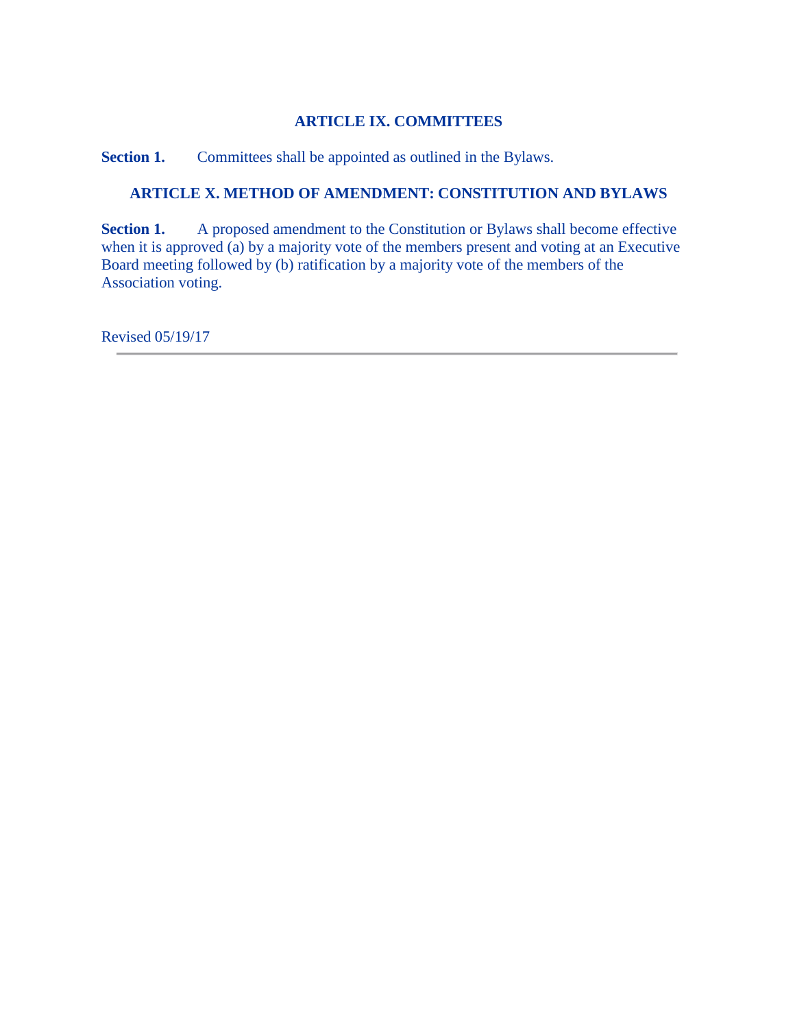## ARTICLE IX. COMMITTEES

**Section 1.** Committees shall be appointed as outlined in the Bylaws.

## ARTICLE X. METHOD OF AMENDMENT: CONSTITUTION AND BYLAWS

**Section 1.** A proposed amendment to the Constitution or Bylaws shall become effective when it is approved (a) by a majority vote of the members present and voting at an Executive Board meeting followed by (b) ratification by a majority vote of the members of the Association voting.

Revised 05/19/17

---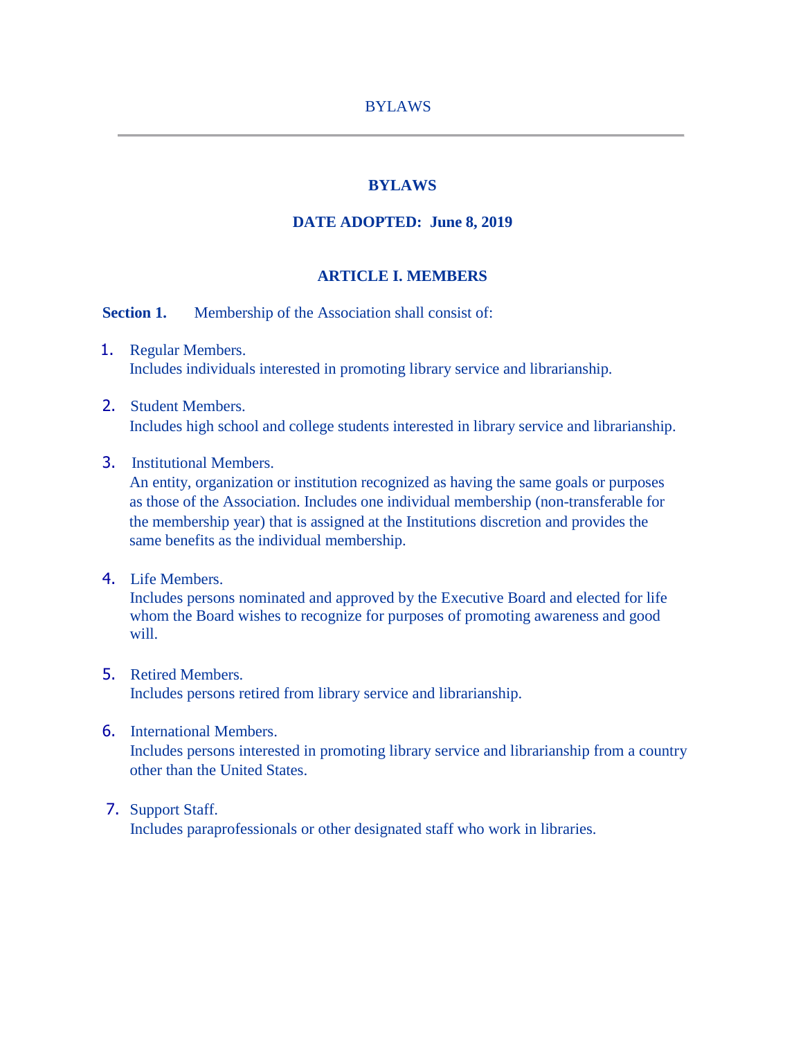# BYLAWS

**DATE ADOPTED: June 8, 2019**

## ARTICLE I. MEMBERS

**Section 1.** Membership of the Association shall consist of:

1. Regular Members.
   Includes individuals interested in promoting library service and librarianship.

2. Student Members.
   Includes high school and college students interested in library service and librarianship.

3. Institutional Members.
   An entity, organization or institution recognized as having the same goals or purposes as those of the Association. Includes one individual membership (non-transferable for the membership year) that is assigned at the Institutions discretion and provides the same benefits as the individual membership.

4. Life Members.
   Includes persons nominated and approved by the Executive Board and elected for life whom the Board wishes to recognize for purposes of promoting awareness and good will.

5. Retired Members.
   Includes persons retired from library service and librarianship.

6. International Members.
   Includes persons interested in promoting library service and librarianship from a country other than the United States.

7. Support Staff.
   Includes paraprofessionals or other designated staff who work in libraries.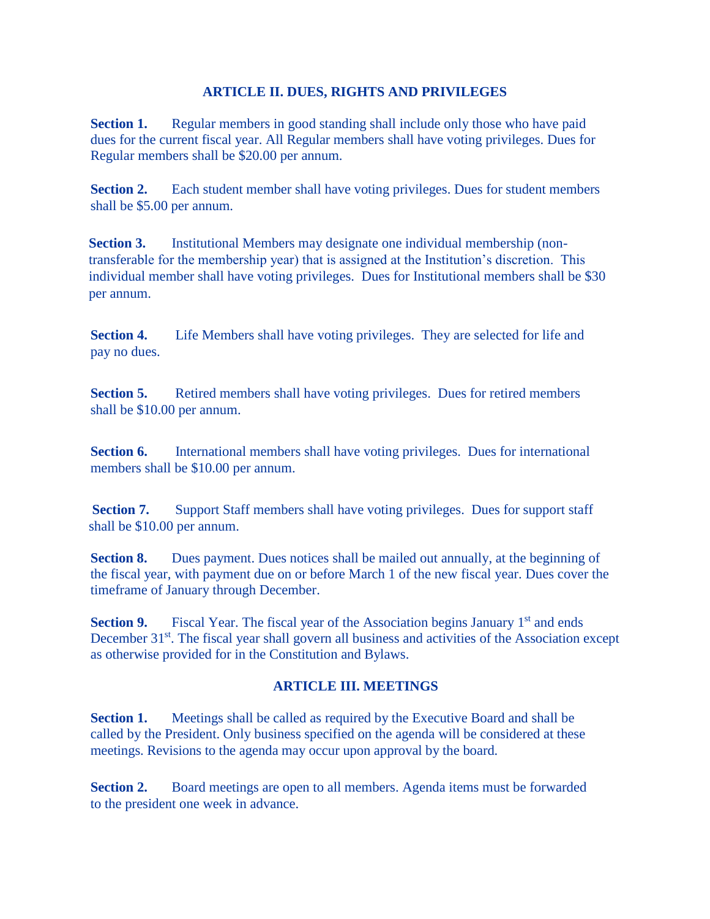## ARTICLE II. DUES, RIGHTS AND PRIVILEGES

**Section 1.** Regular members in good standing shall include only those who have paid dues for the current fiscal year. All Regular members shall have voting privileges. Dues for Regular members shall be $20.00 per annum.

**Section 2.** Each student member shall have voting privileges. Dues for student members shall be $5.00 per annum.

**Section 3.** Institutional Members may designate one individual membership (non-transferable for the membership year) that is assigned at the Institution's discretion. This individual member shall have voting privileges. Dues for Institutional members shall be $30 per annum.

**Section 4.** Life Members shall have voting privileges. They are selected for life and pay no dues.

**Section 5.** Retired members shall have voting privileges. Dues for retired members shall be $10.00 per annum.

**Section 6.** International members shall have voting privileges. Dues for international members shall be $10.00 per annum.

**Section 7.** Support Staff members shall have voting privileges. Dues for support staff shall be $10.00 per annum.

**Section 8.** Dues payment. Dues notices shall be mailed out annually, at the beginning of the fiscal year, with payment due on or before March 1 of the new fiscal year. Dues cover the timeframe of January through December.

**Section 9.** Fiscal Year. The fiscal year of the Association begins January 1st and ends December 31st. The fiscal year shall govern all business and activities of the Association except as otherwise provided for in the Constitution and Bylaws.

## ARTICLE III. MEETINGS

**Section 1.** Meetings shall be called as required by the Executive Board and shall be called by the President. Only business specified on the agenda will be considered at these meetings. Revisions to the agenda may occur upon approval by the board.

**Section 2.** Board meetings are open to all members. Agenda items must be forwarded to the president one week in advance.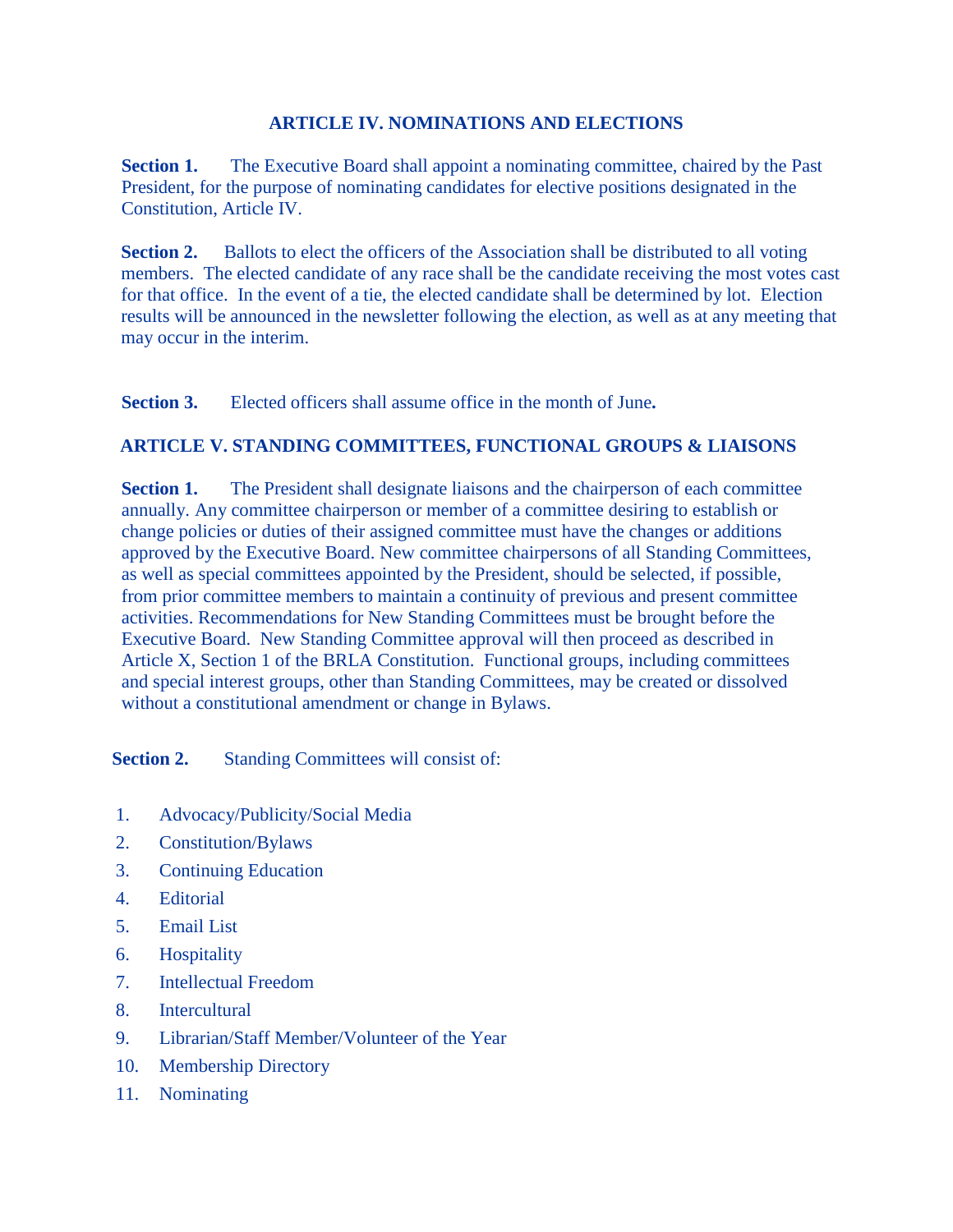## ARTICLE IV. NOMINATIONS AND ELECTIONS

**Section 1.** The Executive Board shall appoint a nominating committee, chaired by the Past President, for the purpose of nominating candidates for elective positions designated in the Constitution, Article IV.

**Section 2.** Ballots to elect the officers of the Association shall be distributed to all voting members. The elected candidate of any race shall be the candidate receiving the most votes cast for that office. In the event of a tie, the elected candidate shall be determined by lot. Election results will be announced in the newsletter following the election, as well as at any meeting that may occur in the interim.

**Section 3.** Elected officers shall assume office in the month of June**.**

## ARTICLE V. STANDING COMMITTEES, FUNCTIONAL GROUPS & LIAISONS

**Section 1.** The President shall designate liaisons and the chairperson of each committee annually. Any committee chairperson or member of a committee desiring to establish or change policies or duties of their assigned committee must have the changes or additions approved by the Executive Board. New committee chairpersons of all Standing Committees, as well as special committees appointed by the President, should be selected, if possible, from prior committee members to maintain a continuity of previous and present committee activities. Recommendations for New Standing Committees must be brought before the Executive Board. New Standing Committee approval will then proceed as described in Article X, Section 1 of the BRLA Constitution. Functional groups, including committees and special interest groups, other than Standing Committees, may be created or dissolved without a constitutional amendment or change in Bylaws.

**Section 2.** Standing Committees will consist of:

1. Advocacy/Publicity/Social Media
2. Constitution/Bylaws
3. Continuing Education
4. Editorial
5. Email List
6. Hospitality
7. Intellectual Freedom
8. Intercultural
9. Librarian/Staff Member/Volunteer of the Year
10. Membership Directory
11. Nominating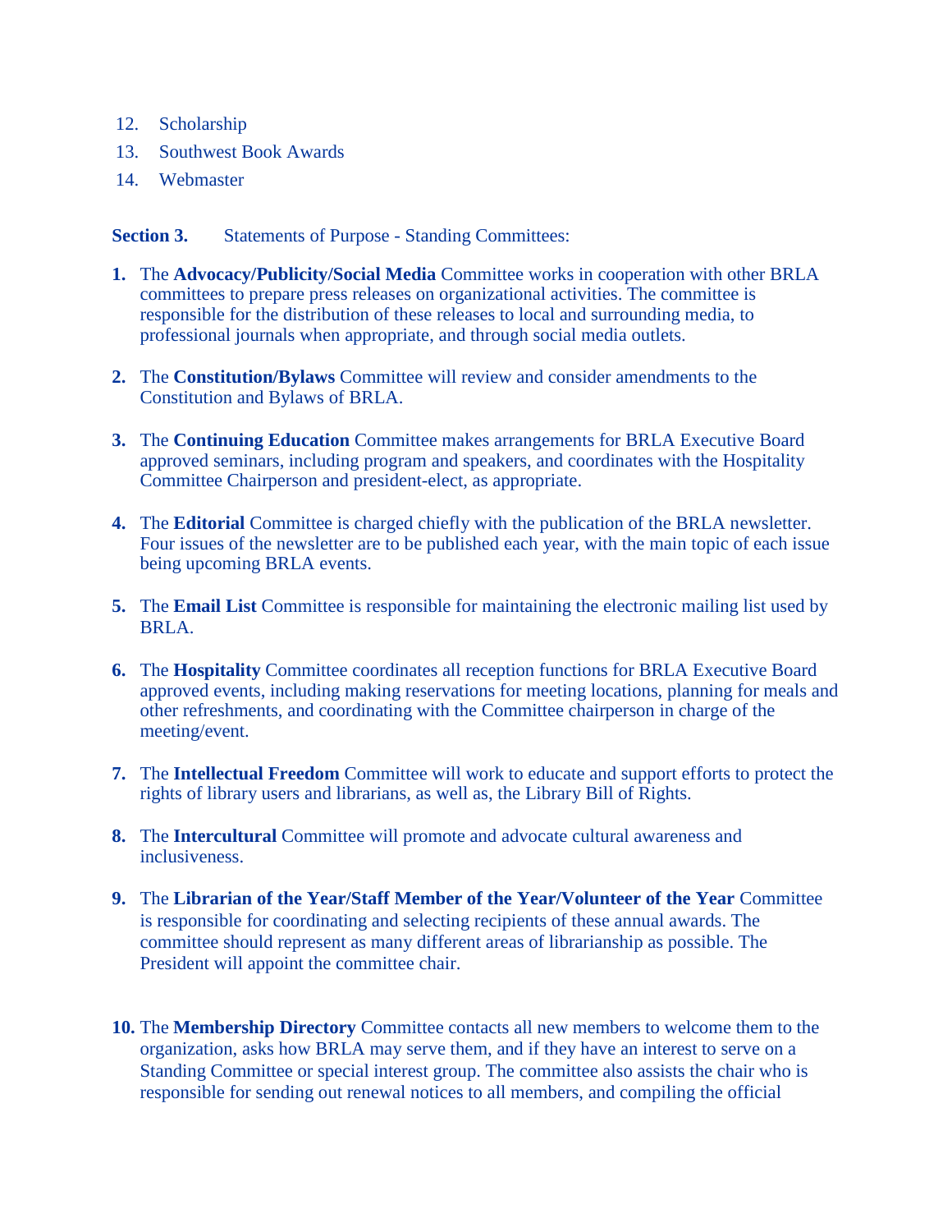12. Scholarship
13. Southwest Book Awards
14. Webmaster

**Section 3.** Statements of Purpose - Standing Committees:

**1.** The **Advocacy/Publicity/Social Media** Committee works in cooperation with other BRLA committees to prepare press releases on organizational activities. The committee is responsible for the distribution of these releases to local and surrounding media, to professional journals when appropriate, and through social media outlets.

**2.** The **Constitution/Bylaws** Committee will review and consider amendments to the Constitution and Bylaws of BRLA.

**3.** The **Continuing Education** Committee makes arrangements for BRLA Executive Board approved seminars, including program and speakers, and coordinates with the Hospitality Committee Chairperson and president-elect, as appropriate.

**4.** The **Editorial** Committee is charged chiefly with the publication of the BRLA newsletter. Four issues of the newsletter are to be published each year, with the main topic of each issue being upcoming BRLA events.

**5.** The **Email List** Committee is responsible for maintaining the electronic mailing list used by BRLA.

**6.** The **Hospitality** Committee coordinates all reception functions for BRLA Executive Board approved events, including making reservations for meeting locations, planning for meals and other refreshments, and coordinating with the Committee chairperson in charge of the meeting/event.

**7.** The **Intellectual Freedom** Committee will work to educate and support efforts to protect the rights of library users and librarians, as well as, the Library Bill of Rights.

**8.** The **Intercultural** Committee will promote and advocate cultural awareness and inclusiveness.

**9.** The **Librarian of the Year/Staff Member of the Year/Volunteer of the Year** Committee is responsible for coordinating and selecting recipients of these annual awards. The committee should represent as many different areas of librarianship as possible. The President will appoint the committee chair.

**10.** The **Membership Directory** Committee contacts all new members to welcome them to the organization, asks how BRLA may serve them, and if they have an interest to serve on a Standing Committee or special interest group. The committee also assists the chair who is responsible for sending out renewal notices to all members, and compiling the official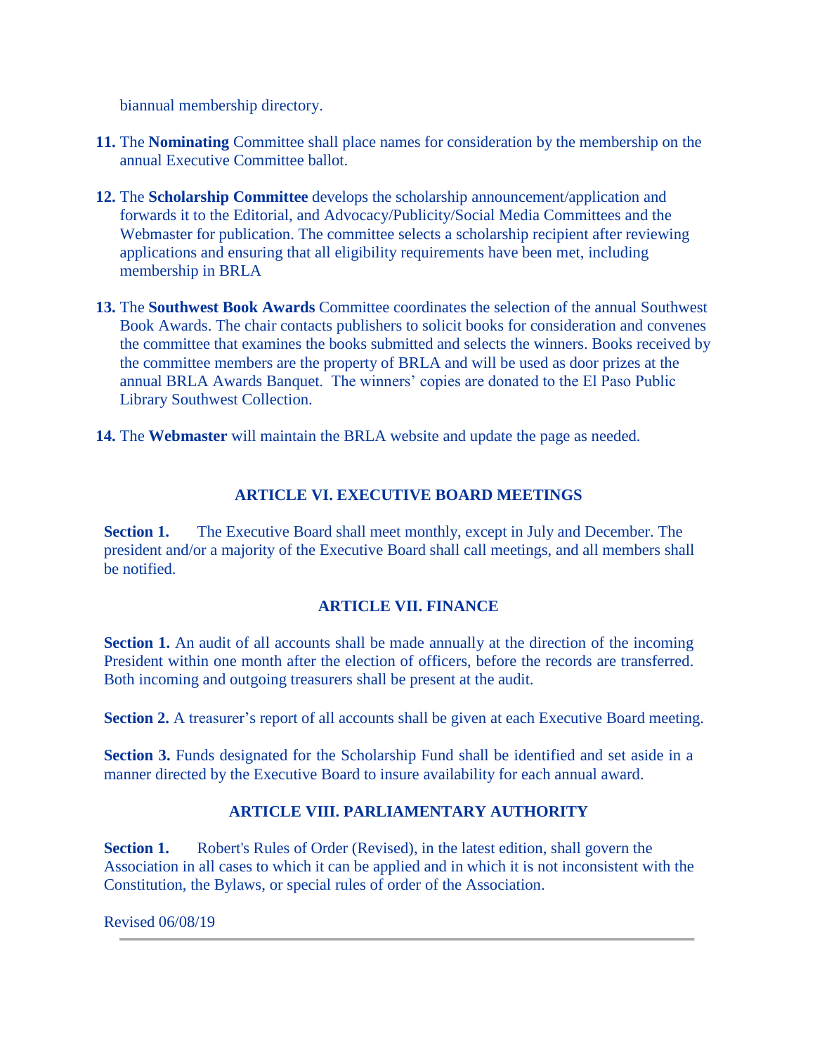biannual membership directory.

11. The **Nominating** Committee shall place names for consideration by the membership on the annual Executive Committee ballot.

12. The **Scholarship Committee** develops the scholarship announcement/application and forwards it to the Editorial, and Advocacy/Publicity/Social Media Committees and the Webmaster for publication. The committee selects a scholarship recipient after reviewing applications and ensuring that all eligibility requirements have been met, including membership in BRLA

13. The **Southwest Book Awards** Committee coordinates the selection of the annual Southwest Book Awards. The chair contacts publishers to solicit books for consideration and convenes the committee that examines the books submitted and selects the winners. Books received by the committee members are the property of BRLA and will be used as door prizes at the annual BRLA Awards Banquet. The winners' copies are donated to the El Paso Public Library Southwest Collection.

14. The **Webmaster** will maintain the BRLA website and update the page as needed.

## ARTICLE VI. EXECUTIVE BOARD MEETINGS

**Section 1.** The Executive Board shall meet monthly, except in July and December. The president and/or a majority of the Executive Board shall call meetings, and all members shall be notified.

## ARTICLE VII. FINANCE

**Section 1.** An audit of all accounts shall be made annually at the direction of the incoming President within one month after the election of officers, before the records are transferred. Both incoming and outgoing treasurers shall be present at the audit.

**Section 2.** A treasurer's report of all accounts shall be given at each Executive Board meeting.

**Section 3.** Funds designated for the Scholarship Fund shall be identified and set aside in a manner directed by the Executive Board to insure availability for each annual award.

## ARTICLE VIII. PARLIAMENTARY AUTHORITY

**Section 1.** Robert's Rules of Order (Revised), in the latest edition, shall govern the Association in all cases to which it can be applied and in which it is not inconsistent with the Constitution, the Bylaws, or special rules of order of the Association.

Revised 06/08/19